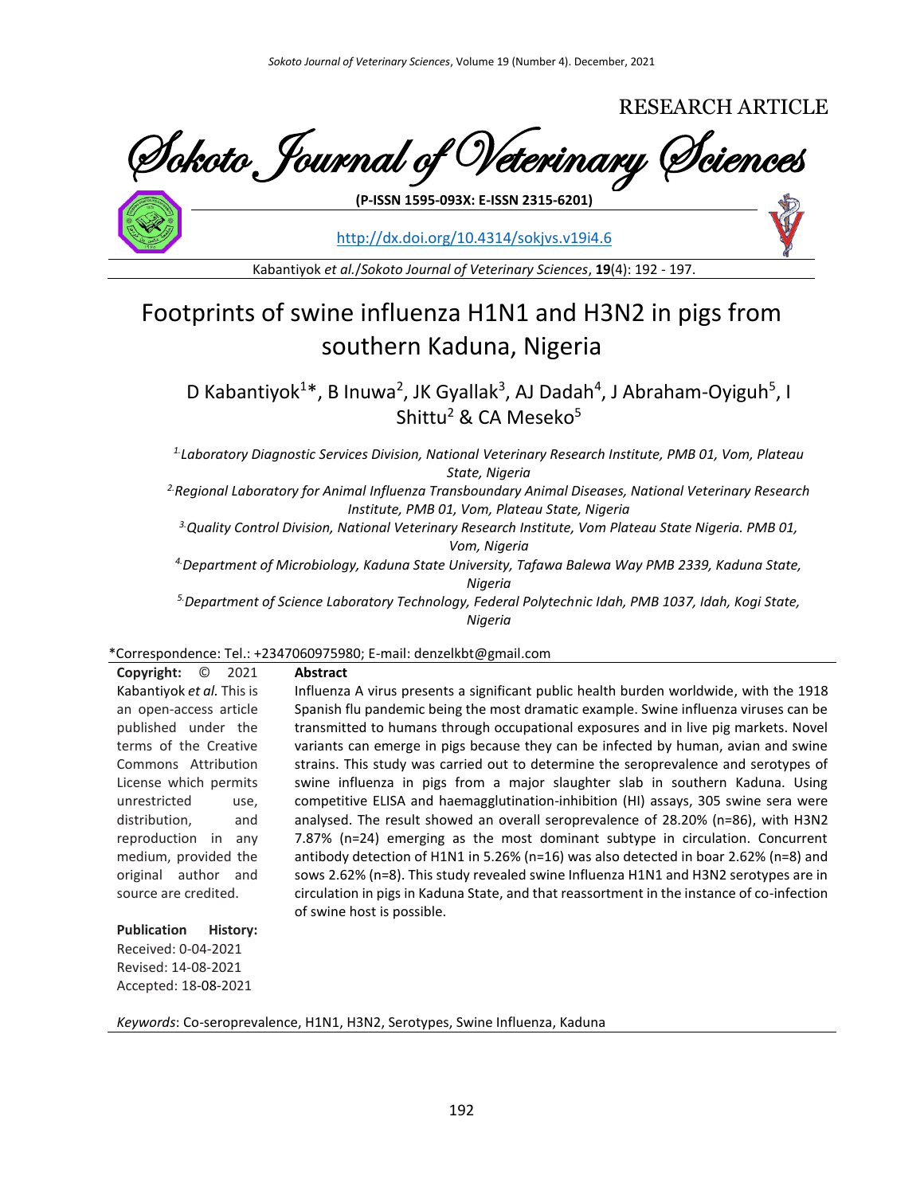RESEARCH ARTICLE

Sokoto Journal of Veterinary Sciences

**(P-ISSN 1595-093X: E-ISSN 2315-6201)**

http://dx.doi.org/10.4314/sokjvs.v19i4.6

Kabantiyok *et al.*/*Sokoto Journal of Veterinary Sciences*, **19**(4): 192 - 197.

# Footprints of swine influenza H1N1 and H3N2 in pigs from southern Kaduna, Nigeria

D Kabantiyok[1]*, B Inuwa[2], JK Gyallak[3], AJ Dadah[4], J Abraham-Oyiguh[5], I Shittu[2] & CA Meseko[5]

*[1] Laboratory Diagnostic Services Division, National Veterinary Research Institute, PMB 01, Vom, Plateau State, Nigeria*

*[2] Regional Laboratory for Animal Influenza Transboundary Animal Diseases, National Veterinary Research Institute, PMB 01, Vom, Plateau State, Nigeria*

*[3] Quality Control Division, National Veterinary Research Institute, Vom Plateau State Nigeria. PMB 01, Vom, Nigeria*

*[4] Department of Microbiology, Kaduna State University, Tafawa Balewa Way PMB 2339, Kaduna State, Nigeria*

*[5] Department of Science Laboratory Technology, Federal Polytechnic Idah, PMB 1037, Idah, Kogi State, Nigeria*

*Correspondence: Tel.: +2347060975980; E-mail: denzelkbt@gmail.com

**Copyright:** © 2021 Kabantiyok *et al.* This is an open-access article published under the terms of the Creative Commons Attribution License which permits unrestricted use, distribution, and reproduction in any medium, provided the original author and source are credited.

**Publication History:**
Received: 0-04-2021
Revised: 14-08-2021
Accepted: 18-08-2021

**Abstract**

Influenza A virus presents a significant public health burden worldwide, with the 1918 Spanish flu pandemic being the most dramatic example. Swine influenza viruses can be transmitted to humans through occupational exposures and in live pig markets. Novel variants can emerge in pigs because they can be infected by human, avian and swine strains. This study was carried out to determine the seroprevalence and serotypes of swine influenza in pigs from a major slaughter slab in southern Kaduna. Using competitive ELISA and haemagglutination-inhibition (HI) assays, 305 swine sera were analysed. The result showed an overall seroprevalence of 28.20% (n=86), with H3N2 7.87% (n=24) emerging as the most dominant subtype in circulation. Concurrent antibody detection of H1N1 in 5.26% (n=16) was also detected in boar 2.62% (n=8) and sows 2.62% (n=8). This study revealed swine Influenza H1N1 and H3N2 serotypes are in circulation in pigs in Kaduna State, and that reassortment in the instance of co-infection of swine host is possible.

*Keywords*: Co-seroprevalence, H1N1, H3N2, Serotypes, Swine Influenza, Kaduna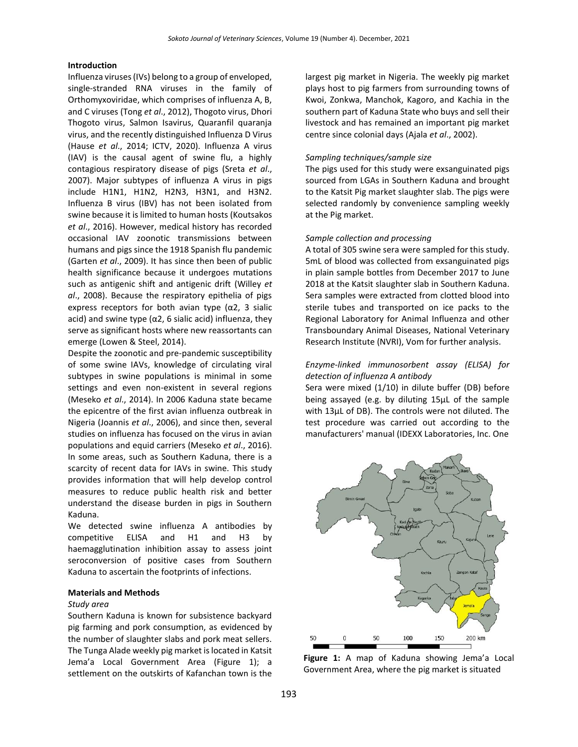## Introduction

Influenza viruses (IVs) belong to a group of enveloped, single-stranded RNA viruses in the family of Orthomyxoviridae, which comprises of influenza A, B, and C viruses (Tong *et al*., 2012), Thogoto virus, Dhori Thogoto virus, Salmon Isavirus, Quaranfil quaranja virus, and the recently distinguished Influenza D Virus (Hause *et al*., 2014; ICTV, 2020). Influenza A virus (IAV) is the causal agent of swine flu, a highly contagious respiratory disease of pigs (Sreta *et al*., 2007). Major subtypes of influenza A virus in pigs include H1N1, H1N2, H2N3, H3N1, and H3N2. Influenza B virus (IBV) has not been isolated from swine because it is limited to human hosts (Koutsakos *et al*., 2016). However, medical history has recorded occasional IAV zoonotic transmissions between humans and pigs since the 1918 Spanish flu pandemic (Garten *et al*., 2009). It has since then been of public health significance because it undergoes mutations such as antigenic shift and antigenic drift (Willey *et al*., 2008). Because the respiratory epithelia of pigs express receptors for both avian type (α2, 3 sialic acid) and swine type (α2, 6 sialic acid) influenza, they serve as significant hosts where new reassortants can emerge (Lowen & Steel, 2014).

Despite the zoonotic and pre-pandemic susceptibility of some swine IAVs, knowledge of circulating viral subtypes in swine populations is minimal in some settings and even non-existent in several regions (Meseko *et al*., 2014). In 2006 Kaduna state became the epicentre of the first avian influenza outbreak in Nigeria (Joannis *et al*., 2006), and since then, several studies on influenza has focused on the virus in avian populations and equid carriers (Meseko *et al*., 2016). In some areas, such as Southern Kaduna, there is a scarcity of recent data for IAVs in swine. This study provides information that will help develop control measures to reduce public health risk and better understand the disease burden in pigs in Southern Kaduna.

We detected swine influenza A antibodies by competitive ELISA and H1 and H3 by haemagglutination inhibition assay to assess joint seroconversion of positive cases from Southern Kaduna to ascertain the footprints of infections.

## Materials and Methods

### *Study area*

Southern Kaduna is known for subsistence backyard pig farming and pork consumption, as evidenced by the number of slaughter slabs and pork meat sellers. The Tunga Alade weekly pig market is located in Katsit Jema'a Local Government Area (Figure 1); a settlement on the outskirts of Kafanchan town is the largest pig market in Nigeria. The weekly pig market plays host to pig farmers from surrounding towns of Kwoi, Zonkwa, Manchok, Kagoro, and Kachia in the southern part of Kaduna State who buys and sell their livestock and has remained an important pig market centre since colonial days (Ajala *et al*., 2002).

### *Sampling techniques/sample size*

The pigs used for this study were exsanguinated pigs sourced from LGAs in Southern Kaduna and brought to the Katsit Pig market slaughter slab. The pigs were selected randomly by convenience sampling weekly at the Pig market.

### *Sample collection and processing*

A total of 305 swine sera were sampled for this study. 5mL of blood was collected from exsanguinated pigs in plain sample bottles from December 2017 to June 2018 at the Katsit slaughter slab in Southern Kaduna. Sera samples were extracted from clotted blood into sterile tubes and transported on ice packs to the Regional Laboratory for Animal Influenza and other Transboundary Animal Diseases, National Veterinary Research Institute (NVRI), Vom for further analysis.

### *Enzyme-linked immunosorbent assay (ELISA) for detection of influenza A antibody*

Sera were mixed (1/10) in dilute buffer (DB) before being assayed (e.g. by diluting 15µL of the sample with 13µL of DB). The controls were not diluted. The test procedure was carried out according to the manufacturers' manual (IDEXX Laboratories, Inc. One

**Figure 1:** A map of Kaduna showing Jema'a Local Government Area, where the pig market is situated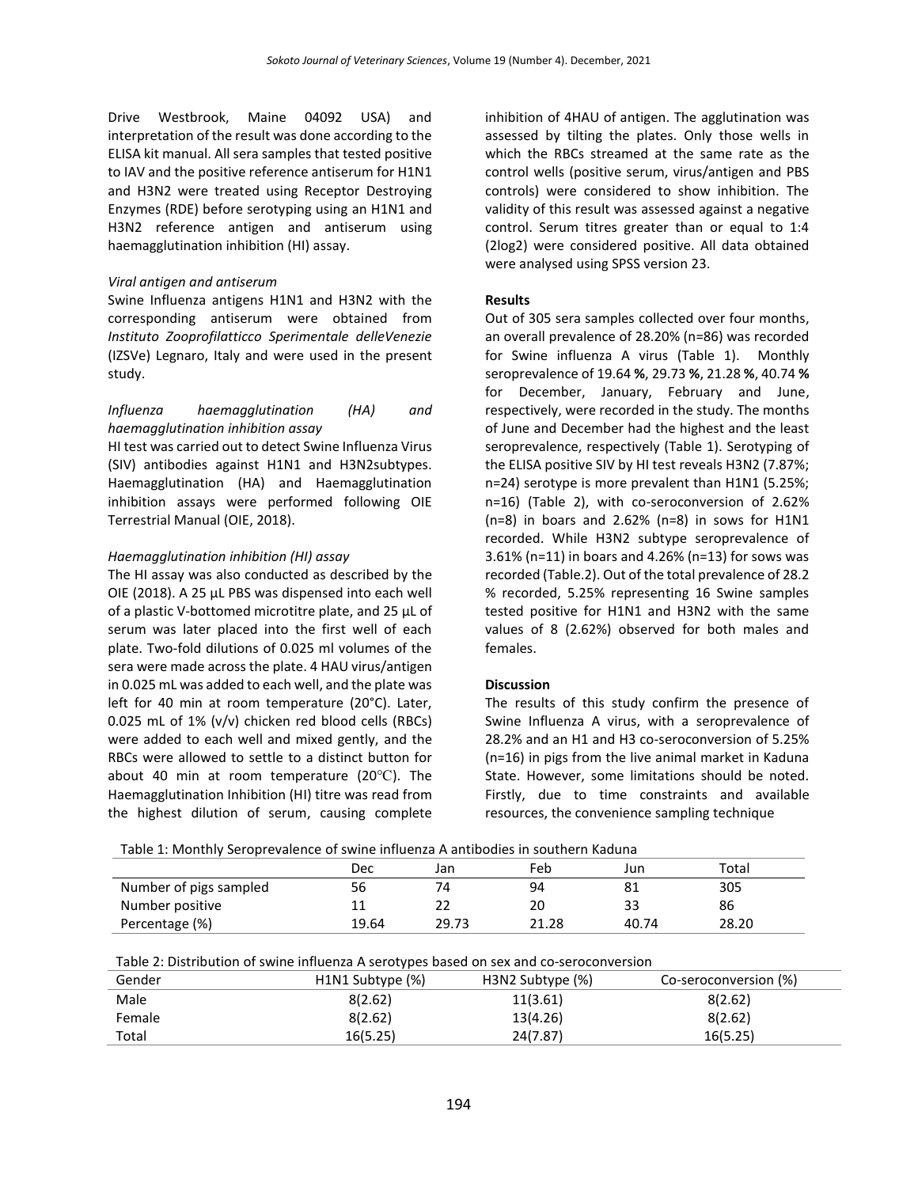Drive Westbrook, Maine 04092 USA) and interpretation of the result was done according to the ELISA kit manual. All sera samples that tested positive to IAV and the positive reference antiserum for H1N1 and H3N2 were treated using Receptor Destroying Enzymes (RDE) before serotyping using an H1N1 and H3N2 reference antigen and antiserum using haemagglutination inhibition (HI) assay.

*Viral antigen and antiserum*

Swine Influenza antigens H1N1 and H3N2 with the corresponding antiserum were obtained from *Instituto Zooprofilatticco Sperimentale delleVenezie* (IZSVe) Legnaro, Italy and were used in the present study.

*Influenza haemagglutination (HA) and haemagglutination inhibition assay*

HI test was carried out to detect Swine Influenza Virus (SIV) antibodies against H1N1 and H3N2subtypes. Haemagglutination (HA) and Haemagglutination inhibition assays were performed following OIE Terrestrial Manual (OIE, 2018).

*Haemagglutination inhibition (HI) assay*

The HI assay was also conducted as described by the OIE (2018). A 25 µL PBS was dispensed into each well of a plastic V-bottomed microtitre plate, and 25 µL of serum was later placed into the first well of each plate. Two-fold dilutions of 0.025 ml volumes of the sera were made across the plate. 4 HAU virus/antigen in 0.025 mL was added to each well, and the plate was left for 40 min at room temperature (20°C). Later, 0.025 mL of 1% (v/v) chicken red blood cells (RBCs) were added to each well and mixed gently, and the RBCs were allowed to settle to a distinct button for about 40 min at room temperature (20℃). The Haemagglutination Inhibition (HI) titre was read from the highest dilution of serum, causing complete inhibition of 4HAU of antigen. The agglutination was assessed by tilting the plates. Only those wells in which the RBCs streamed at the same rate as the control wells (positive serum, virus/antigen and PBS controls) were considered to show inhibition. The validity of this result was assessed against a negative control. Serum titres greater than or equal to 1:4 (2log2) were considered positive. All data obtained were analysed using SPSS version 23.

**Results**

Out of 305 sera samples collected over four months, an overall prevalence of 28.20% (n=86) was recorded for Swine influenza A virus (Table 1). Monthly seroprevalence of 19.64 **%**, 29.73 **%**, 21.28 **%**, 40.74 **%** for December, January, February and June, respectively, were recorded in the study. The months of June and December had the highest and the least seroprevalence, respectively (Table 1). Serotyping of the ELISA positive SIV by HI test reveals H3N2 (7.87%; n=24) serotype is more prevalent than H1N1 (5.25%; n=16) (Table 2), with co-seroconversion of 2.62% (n=8) in boars and 2.62% (n=8) in sows for H1N1 recorded. While H3N2 subtype seroprevalence of 3.61% (n=11) in boars and 4.26% (n=13) for sows was recorded (Table.2). Out of the total prevalence of 28.2 % recorded, 5.25% representing 16 Swine samples tested positive for H1N1 and H3N2 with the same values of 8 (2.62%) observed for both males and females.

**Discussion**

The results of this study confirm the presence of Swine Influenza A virus, with a seroprevalence of 28.2% and an H1 and H3 co-seroconversion of 5.25% (n=16) in pigs from the live animal market in Kaduna State. However, some limitations should be noted. Firstly, due to time constraints and available resources, the convenience sampling technique

Table 1: Monthly Seroprevalence of swine influenza A antibodies in southern Kaduna

| | Dec | Jan | Feb | Jun | Total |
|---|---|---|---|---|---|
| Number of pigs sampled | 56 | 74 | 94 | 81 | 305 |
| Number positive | 11 | 22 | 20 | 33 | 86 |
| Percentage (%) | 19.64 | 29.73 | 21.28 | 40.74 | 28.20 |

Table 2: Distribution of swine influenza A serotypes based on sex and co-seroconversion

| Gender | H1N1 Subtype (%) | H3N2 Subtype (%) | Co-seroconversion (%) |
|---|---|---|---|
| Male | 8(2.62) | 11(3.61) | 8(2.62) |
| Female | 8(2.62) | 13(4.26) | 8(2.62) |
| Total | 16(5.25) | 24(7.87) | 16(5.25) |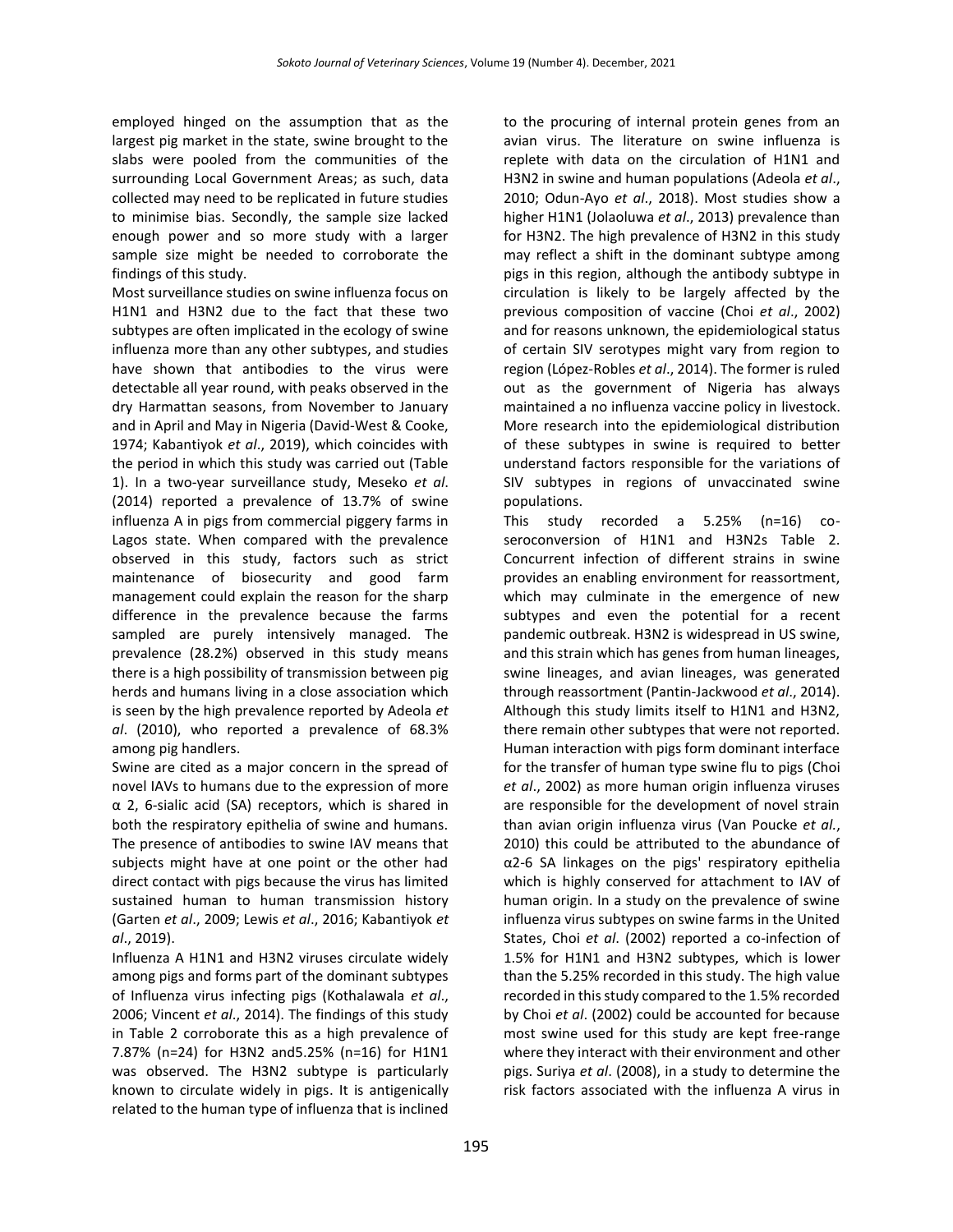employed hinged on the assumption that as the largest pig market in the state, swine brought to the slabs were pooled from the communities of the surrounding Local Government Areas; as such, data collected may need to be replicated in future studies to minimise bias. Secondly, the sample size lacked enough power and so more study with a larger sample size might be needed to corroborate the findings of this study.

Most surveillance studies on swine influenza focus on H1N1 and H3N2 due to the fact that these two subtypes are often implicated in the ecology of swine influenza more than any other subtypes, and studies have shown that antibodies to the virus were detectable all year round, with peaks observed in the dry Harmattan seasons, from November to January and in April and May in Nigeria (David-West & Cooke, 1974; Kabantiyok *et al*., 2019), which coincides with the period in which this study was carried out (Table 1). In a two-year surveillance study, Meseko *et al*. (2014) reported a prevalence of 13.7% of swine influenza A in pigs from commercial piggery farms in Lagos state. When compared with the prevalence observed in this study, factors such as strict maintenance of biosecurity and good farm management could explain the reason for the sharp difference in the prevalence because the farms sampled are purely intensively managed. The prevalence (28.2%) observed in this study means there is a high possibility of transmission between pig herds and humans living in a close association which is seen by the high prevalence reported by Adeola *et al*. (2010), who reported a prevalence of 68.3% among pig handlers.

Swine are cited as a major concern in the spread of novel IAVs to humans due to the expression of more α 2, 6-sialic acid (SA) receptors, which is shared in both the respiratory epithelia of swine and humans. The presence of antibodies to swine IAV means that subjects might have at one point or the other had direct contact with pigs because the virus has limited sustained human to human transmission history (Garten *et al*., 2009; Lewis *et al*., 2016; Kabantiyok *et al*., 2019).

Influenza A H1N1 and H3N2 viruses circulate widely among pigs and forms part of the dominant subtypes of Influenza virus infecting pigs (Kothalawala *et al*., 2006; Vincent *et al*., 2014). The findings of this study in Table 2 corroborate this as a high prevalence of 7.87% (n=24) for H3N2 and5.25% (n=16) for H1N1 was observed. The H3N2 subtype is particularly known to circulate widely in pigs. It is antigenically related to the human type of influenza that is inclined to the procuring of internal protein genes from an avian virus. The literature on swine influenza is replete with data on the circulation of H1N1 and H3N2 in swine and human populations (Adeola *et al*., 2010; Odun-Ayo *et al*., 2018). Most studies show a higher H1N1 (Jolaoluwa *et al*., 2013) prevalence than for H3N2. The high prevalence of H3N2 in this study may reflect a shift in the dominant subtype among pigs in this region, although the antibody subtype in circulation is likely to be largely affected by the previous composition of vaccine (Choi *et al*., 2002) and for reasons unknown, the epidemiological status of certain SIV serotypes might vary from region to region (López-Robles *et al*., 2014). The former is ruled out as the government of Nigeria has always maintained a no influenza vaccine policy in livestock. More research into the epidemiological distribution of these subtypes in swine is required to better understand factors responsible for the variations of SIV subtypes in regions of unvaccinated swine populations.

This study recorded a 5.25% (n=16) co-seroconversion of H1N1 and H3N2s Table 2. Concurrent infection of different strains in swine provides an enabling environment for reassortment, which may culminate in the emergence of new subtypes and even the potential for a recent pandemic outbreak. H3N2 is widespread in US swine, and this strain which has genes from human lineages, swine lineages, and avian lineages, was generated through reassortment (Pantin-Jackwood *et al*., 2014). Although this study limits itself to H1N1 and H3N2, there remain other subtypes that were not reported. Human interaction with pigs form dominant interface for the transfer of human type swine flu to pigs (Choi *et al*., 2002) as more human origin influenza viruses are responsible for the development of novel strain than avian origin influenza virus (Van Poucke *et al.*, 2010) this could be attributed to the abundance of α2-6 SA linkages on the pigs' respiratory epithelia which is highly conserved for attachment to IAV of human origin. In a study on the prevalence of swine influenza virus subtypes on swine farms in the United States, Choi *et al*. (2002) reported a co-infection of 1.5% for H1N1 and H3N2 subtypes, which is lower than the 5.25% recorded in this study. The high value recorded in this study compared to the 1.5% recorded by Choi *et al*. (2002) could be accounted for because most swine used for this study are kept free-range where they interact with their environment and other pigs. Suriya *et al*. (2008), in a study to determine the risk factors associated with the influenza A virus in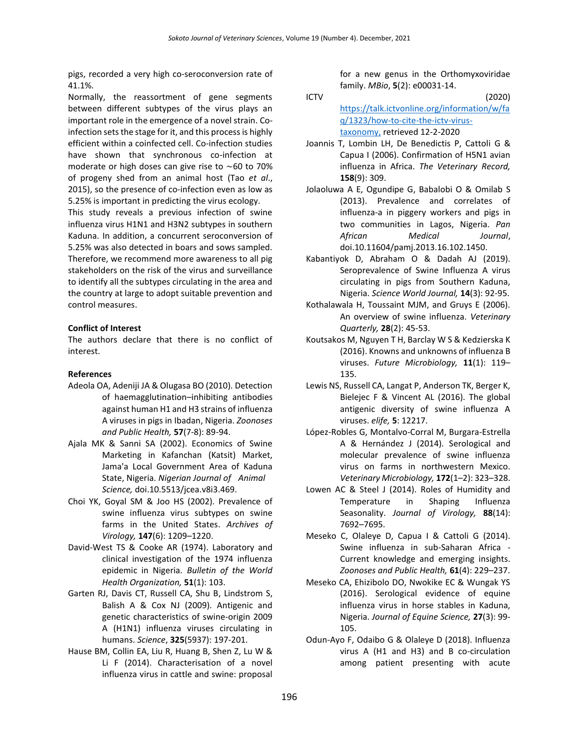pigs, recorded a very high co-seroconversion rate of 41.1%.

Normally, the reassortment of gene segments between different subtypes of the virus plays an important role in the emergence of a novel strain. Co-infection sets the stage for it, and this process is highly efficient within a coinfected cell. Co-infection studies have shown that synchronous co-infection at moderate or high doses can give rise to ~60 to 70% of progeny shed from an animal host (Tao *et al*., 2015), so the presence of co-infection even as low as 5.25% is important in predicting the virus ecology.

This study reveals a previous infection of swine influenza virus H1N1 and H3N2 subtypes in southern Kaduna. In addition, a concurrent seroconversion of 5.25% was also detected in boars and sows sampled. Therefore, we recommend more awareness to all pig stakeholders on the risk of the virus and surveillance to identify all the subtypes circulating in the area and the country at large to adopt suitable prevention and control measures.

**Conflict of Interest**

The authors declare that there is no conflict of interest.

**References**

Adeola OA, Adeniji JA & Olugasa BO (2010). Detection of haemagglutination–inhibiting antibodies against human H1 and H3 strains of influenza A viruses in pigs in Ibadan, Nigeria. *Zoonoses and Public Health,* **57**(7-8): 89-94.

Ajala MK & Sanni SA (2002). Economics of Swine Marketing in Kafanchan (Katsit) Market, Jama'a Local Government Area of Kaduna State, Nigeria. *Nigerian Journal of Animal Science,* doi.10.5513/jcea.v8i3.469.

Choi YK, Goyal SM & Joo HS (2002). Prevalence of swine influenza virus subtypes on swine farms in the United States. *Archives of Virology,* **147**(6): 1209–1220.

David-West TS & Cooke AR (1974). Laboratory and clinical investigation of the 1974 influenza epidemic in Nigeria. *Bulletin of the World Health Organization,* **51**(1): 103.

Garten RJ, Davis CT, Russell CA, Shu B, Lindstrom S, Balish A & Cox NJ (2009). Antigenic and genetic characteristics of swine-origin 2009 A (H1N1) influenza viruses circulating in humans. *Science*, **325**(5937): 197-201.

Hause BM, Collin EA, Liu R, Huang B, Shen Z, Lu W & Li F (2014). Characterisation of a novel influenza virus in cattle and swine: proposal for a new genus in the Orthomyxoviridae family. *MBio*, **5**(2): e00031-14.

ICTV (2020) https://talk.ictvonline.org/information/w/faq/1323/how-to-cite-the-ictv-virus-taxonomy, retrieved 12-2-2020

Joannis T, Lombin LH, De Benedictis P, Cattoli G & Capua I (2006). Confirmation of H5N1 avian influenza in Africa. *The Veterinary Record,* **158**(9): 309.

Jolaoluwa A E, Ogundipe G, Babalobi O & Omilab S (2013). Prevalence and correlates of influenza-a in piggery workers and pigs in two communities in Lagos, Nigeria. *Pan African Medical Journal*, doi.10.11604/pamj.2013.16.102.1450.

Kabantiyok D, Abraham O & Dadah AJ (2019). Seroprevalence of Swine Influenza A virus circulating in pigs from Southern Kaduna, Nigeria. *Science World Journal,* **14**(3): 92-95.

Kothalawala H, Toussaint MJM, and Gruys E (2006). An overview of swine influenza. *Veterinary Quarterly,* **28**(2): 45-53.

Koutsakos M, Nguyen T H, Barclay W S & Kedzierska K (2016). Knowns and unknowns of influenza B viruses. *Future Microbiology,* **11**(1): 119–135.

Lewis NS, Russell CA, Langat P, Anderson TK, Berger K, Bielejec F & Vincent AL (2016). The global antigenic diversity of swine influenza A viruses. *elife,* **5**: 12217.

López-Robles G, Montalvo-Corral M, Burgara-Estrella A & Hernández J (2014). Serological and molecular prevalence of swine influenza virus on farms in northwestern Mexico. *Veterinary Microbiology,* **172**(1–2): 323–328.

Lowen AC & Steel J (2014). Roles of Humidity and Temperature in Shaping Influenza Seasonality. *Journal of Virology,* **88**(14): 7692–7695.

Meseko C, Olaleye D, Capua I & Cattoli G (2014). Swine influenza in sub-Saharan Africa - Current knowledge and emerging insights. *Zoonoses and Public Health,* **61**(4): 229–237.

Meseko CA, Ehizibolo DO, Nwokike EC & Wungak YS (2016). Serological evidence of equine influenza virus in horse stables in Kaduna, Nigeria. *Journal of Equine Science,* **27**(3): 99-105.

Odun-Ayo F, Odaibo G & Olaleye D (2018). Influenza virus A (H1 and H3) and B co-circulation among patient presenting with acute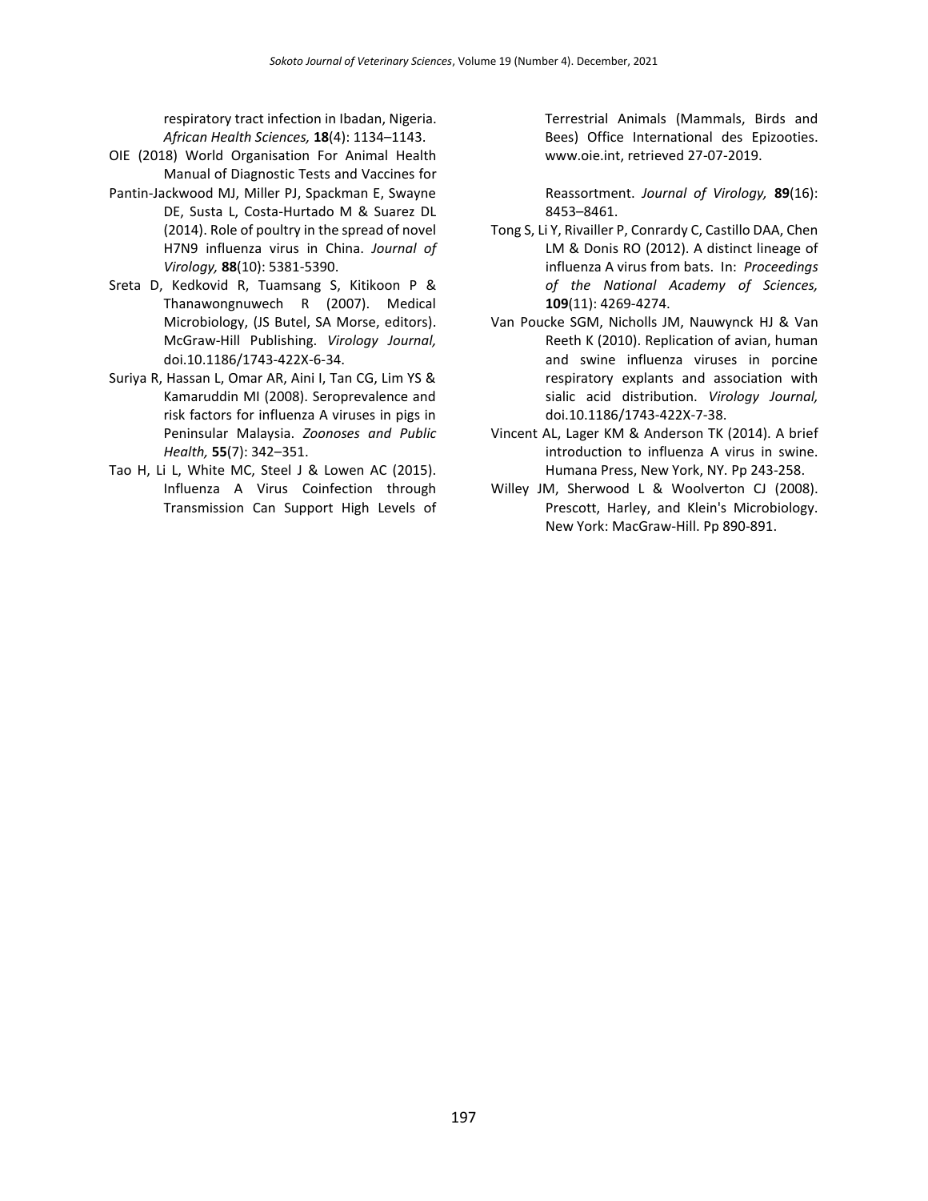respiratory tract infection in Ibadan, Nigeria. *African Health Sciences,* **18**(4): 1134–1143.

OIE (2018) World Organisation For Animal Health Manual of Diagnostic Tests and Vaccines for Terrestrial Animals (Mammals, Birds and Bees) Office International des Epizooties. www.oie.int, retrieved 27-07-2019.

Pantin-Jackwood MJ, Miller PJ, Spackman E, Swayne DE, Susta L, Costa-Hurtado M & Suarez DL (2014). Role of poultry in the spread of novel H7N9 influenza virus in China. *Journal of Virology,* **88**(10): 5381-5390.

Sreta D, Kedkovid R, Tuamsang S, Kitikoon P & Thanawongnuwech R (2007). Medical Microbiology, (JS Butel, SA Morse, editors). McGraw-Hill Publishing. *Virology Journal,* doi.10.1186/1743-422X-6-34.

Suriya R, Hassan L, Omar AR, Aini I, Tan CG, Lim YS & Kamaruddin MI (2008). Seroprevalence and risk factors for influenza A viruses in pigs in Peninsular Malaysia. *Zoonoses and Public Health,* **55**(7): 342–351.

Tao H, Li L, White MC, Steel J & Lowen AC (2015). Influenza A Virus Coinfection through Transmission Can Support High Levels of Reassortment. *Journal of Virology,* **89**(16): 8453–8461.

Tong S, Li Y, Rivailler P, Conrardy C, Castillo DAA, Chen LM & Donis RO (2012). A distinct lineage of influenza A virus from bats. In: *Proceedings of the National Academy of Sciences,* **109**(11): 4269-4274.

Van Poucke SGM, Nicholls JM, Nauwynck HJ & Van Reeth K (2010). Replication of avian, human and swine influenza viruses in porcine respiratory explants and association with sialic acid distribution. *Virology Journal,* doi.10.1186/1743-422X-7-38.

Vincent AL, Lager KM & Anderson TK (2014). A brief introduction to influenza A virus in swine. Humana Press, New York, NY. Pp 243-258.

Willey JM, Sherwood L & Woolverton CJ (2008). Prescott, Harley, and Klein's Microbiology. New York: MacGraw-Hill. Pp 890-891.